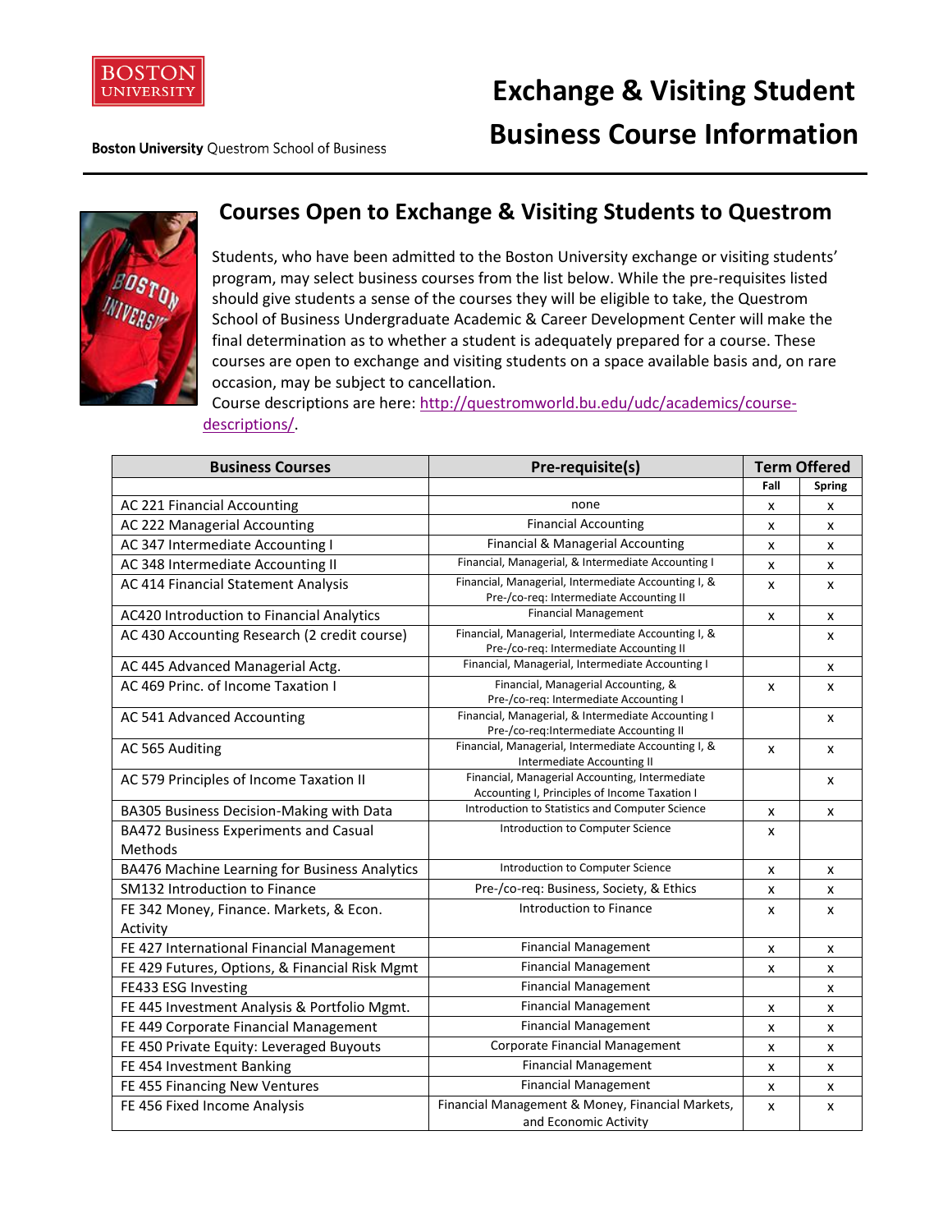Boston University Questrom School of Business

# Exchange & Visiting Student Business Course Information

## Courses Open to Exchange & Visiting Students to Questrom

Students, who have been admitted to the Boston University exchange or visiting students' program, may select business courses from the list below. While the pre-requisites listed should give students a sense of the courses they will be eligible to take, the Questrom School of Business Undergraduate Academic & Career Development Center will make the final determination as to whether a student is adequately prepared for a course. These courses are open to exchange and visiting students on a space available basis and, on rare occasion, may be subject to cancellation.
Course descriptions are here: [http://questromworld.bu.edu/udc/academics/course-descriptions/](http://questromworld.bu.edu/udc/academics/course-descriptions/).

| Business Courses | Pre-requisite(s) | Term Offered | |
|---|---|---|---|
| | | Fall | Spring |
| AC 221 Financial Accounting | none | x | x |
| AC 222 Managerial Accounting | Financial Accounting | x | x |
| AC 347 Intermediate Accounting I | Financial & Managerial Accounting | x | x |
| AC 348 Intermediate Accounting II | Financial, Managerial, & Intermediate Accounting I | x | x |
| AC 414 Financial Statement Analysis | Financial, Managerial, Intermediate Accounting I, & Pre-/co-req: Intermediate Accounting II | x | x |
| AC420 Introduction to Financial Analytics | Financial Management | x | x |
| AC 430 Accounting Research (2 credit course) | Financial, Managerial, Intermediate Accounting I, & Pre-/co-req: Intermediate Accounting II | | x |
| AC 445 Advanced Managerial Actg. | Financial, Managerial, Intermediate Accounting I | | x |
| AC 469 Princ. of Income Taxation I | Financial, Managerial Accounting, & Pre-/co-req: Intermediate Accounting I | x | x |
| AC 541 Advanced Accounting | Financial, Managerial, & Intermediate Accounting I Pre-/co-req:Intermediate Accounting II | | x |
| AC 565 Auditing | Financial, Managerial, Intermediate Accounting I, & Intermediate Accounting II | x | x |
| AC 579 Principles of Income Taxation II | Financial, Managerial Accounting, Intermediate Accounting I, Principles of Income Taxation I | | x |
| BA305 Business Decision-Making with Data | Introduction to Statistics and Computer Science | x | x |
| BA472 Business Experiments and Casual Methods | Introduction to Computer Science | x | |
| BA476 Machine Learning for Business Analytics | Introduction to Computer Science | x | x |
| SM132 Introduction to Finance | Pre-/co-req: Business, Society, & Ethics | x | x |
| FE 342 Money, Finance. Markets, & Econ. Activity | Introduction to Finance | x | x |
| FE 427 International Financial Management | Financial Management | x | x |
| FE 429 Futures, Options, & Financial Risk Mgmt | Financial Management | x | x |
| FE433 ESG Investing | Financial Management | | x |
| FE 445 Investment Analysis & Portfolio Mgmt. | Financial Management | x | x |
| FE 449 Corporate Financial Management | Financial Management | x | x |
| FE 450 Private Equity: Leveraged Buyouts | Corporate Financial Management | x | x |
| FE 454 Investment Banking | Financial Management | x | x |
| FE 455 Financing New Ventures | Financial Management | x | x |
| FE 456 Fixed Income Analysis | Financial Management & Money, Financial Markets, and Economic Activity | x | x |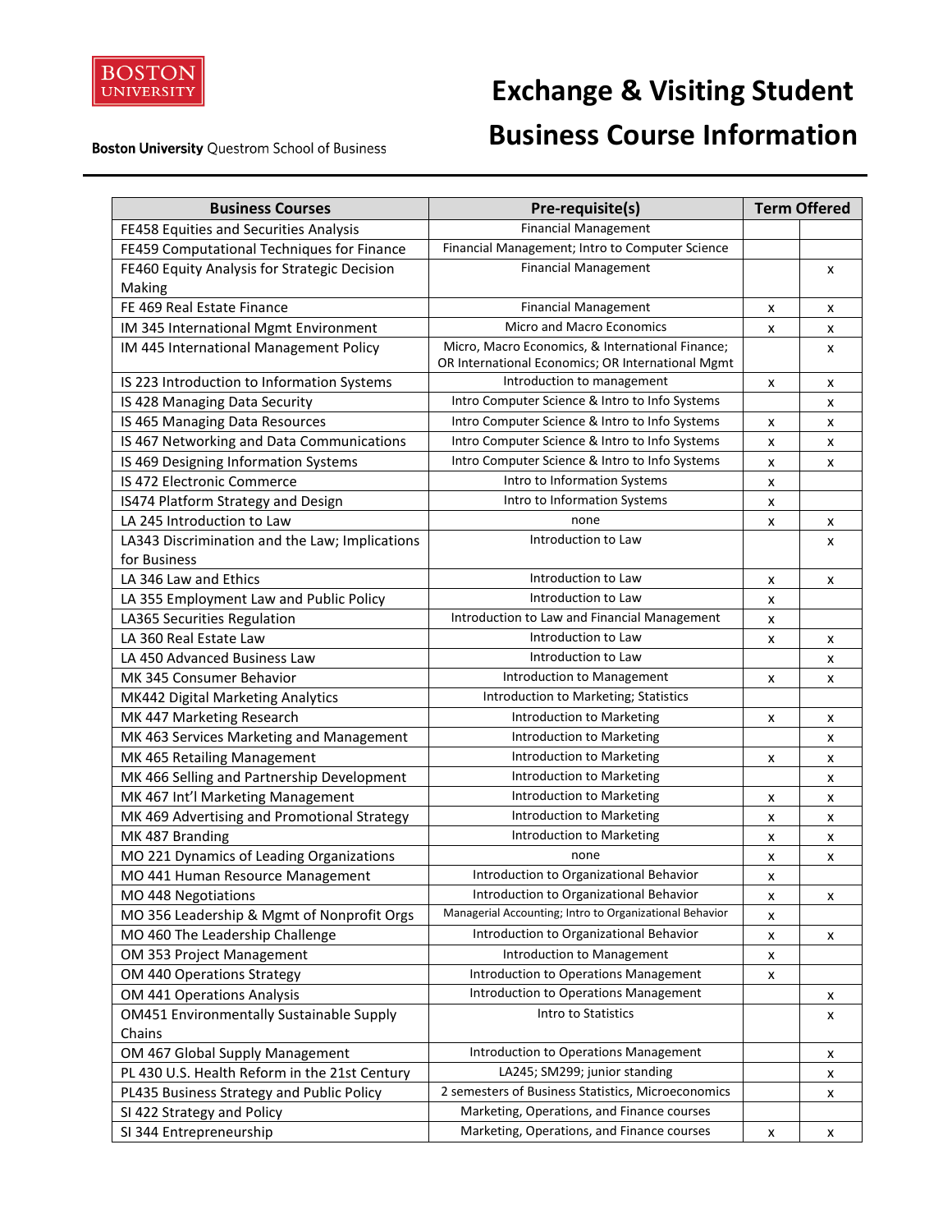# Exchange & Visiting Student Business Course Information

Boston University Questrom School of Business

| Business Courses | Pre-requisite(s) | Term Offered | |
|---|---|---|---|
| FE458 Equities and Securities Analysis | Financial Management | | |
| FE459 Computational Techniques for Finance | Financial Management; Intro to Computer Science | | |
| FE460 Equity Analysis for Strategic Decision Making | Financial Management | | x |
| FE 469 Real Estate Finance | Financial Management | x | x |
| IM 345 International Mgmt Environment | Micro and Macro Economics | x | x |
| IM 445 International Management Policy | Micro, Macro Economics, & International Finance; OR International Economics; OR International Mgmt | | x |
| IS 223 Introduction to Information Systems | Introduction to management | x | x |
| IS 428 Managing Data Security | Intro Computer Science & Intro to Info Systems | | x |
| IS 465 Managing Data Resources | Intro Computer Science & Intro to Info Systems | x | x |
| IS 467 Networking and Data Communications | Intro Computer Science & Intro to Info Systems | x | x |
| IS 469 Designing Information Systems | Intro Computer Science & Intro to Info Systems | x | x |
| IS 472 Electronic Commerce | Intro to Information Systems | x | |
| IS474 Platform Strategy and Design | Intro to Information Systems | x | |
| LA 245 Introduction to Law | none | x | x |
| LA343 Discrimination and the Law; Implications for Business | Introduction to Law | | x |
| LA 346 Law and Ethics | Introduction to Law | x | x |
| LA 355 Employment Law and Public Policy | Introduction to Law | x | |
| LA365 Securities Regulation | Introduction to Law and Financial Management | x | |
| LA 360 Real Estate Law | Introduction to Law | x | x |
| LA 450 Advanced Business Law | Introduction to Law | | x |
| MK 345 Consumer Behavior | Introduction to Management | x | x |
| MK442 Digital Marketing Analytics | Introduction to Marketing; Statistics | | |
| MK 447 Marketing Research | Introduction to Marketing | x | x |
| MK 463 Services Marketing and Management | Introduction to Marketing | | x |
| MK 465 Retailing Management | Introduction to Marketing | x | x |
| MK 466 Selling and Partnership Development | Introduction to Marketing | | x |
| MK 467 Int'l Marketing Management | Introduction to Marketing | x | x |
| MK 469 Advertising and Promotional Strategy | Introduction to Marketing | x | x |
| MK 487 Branding | Introduction to Marketing | x | x |
| MO 221 Dynamics of Leading Organizations | none | x | x |
| MO 441 Human Resource Management | Introduction to Organizational Behavior | x | |
| MO 448 Negotiations | Introduction to Organizational Behavior | x | x |
| MO 356 Leadership & Mgmt of Nonprofit Orgs | Managerial Accounting; Intro to Organizational Behavior | x | |
| MO 460 The Leadership Challenge | Introduction to Organizational Behavior | x | x |
| OM 353 Project Management | Introduction to Management | x | |
| OM 440 Operations Strategy | Introduction to Operations Management | x | |
| OM 441 Operations Analysis | Introduction to Operations Management | | x |
| OM451 Environmentally Sustainable Supply Chains | Intro to Statistics | | x |
| OM 467 Global Supply Management | Introduction to Operations Management | | x |
| PL 430 U.S. Health Reform in the 21st Century | LA245; SM299; junior standing | | x |
| PL435 Business Strategy and Public Policy | 2 semesters of Business Statistics, Microeconomics | | x |
| SI 422 Strategy and Policy | Marketing, Operations, and Finance courses | | |
| SI 344 Entrepreneurship | Marketing, Operations, and Finance courses | x | x |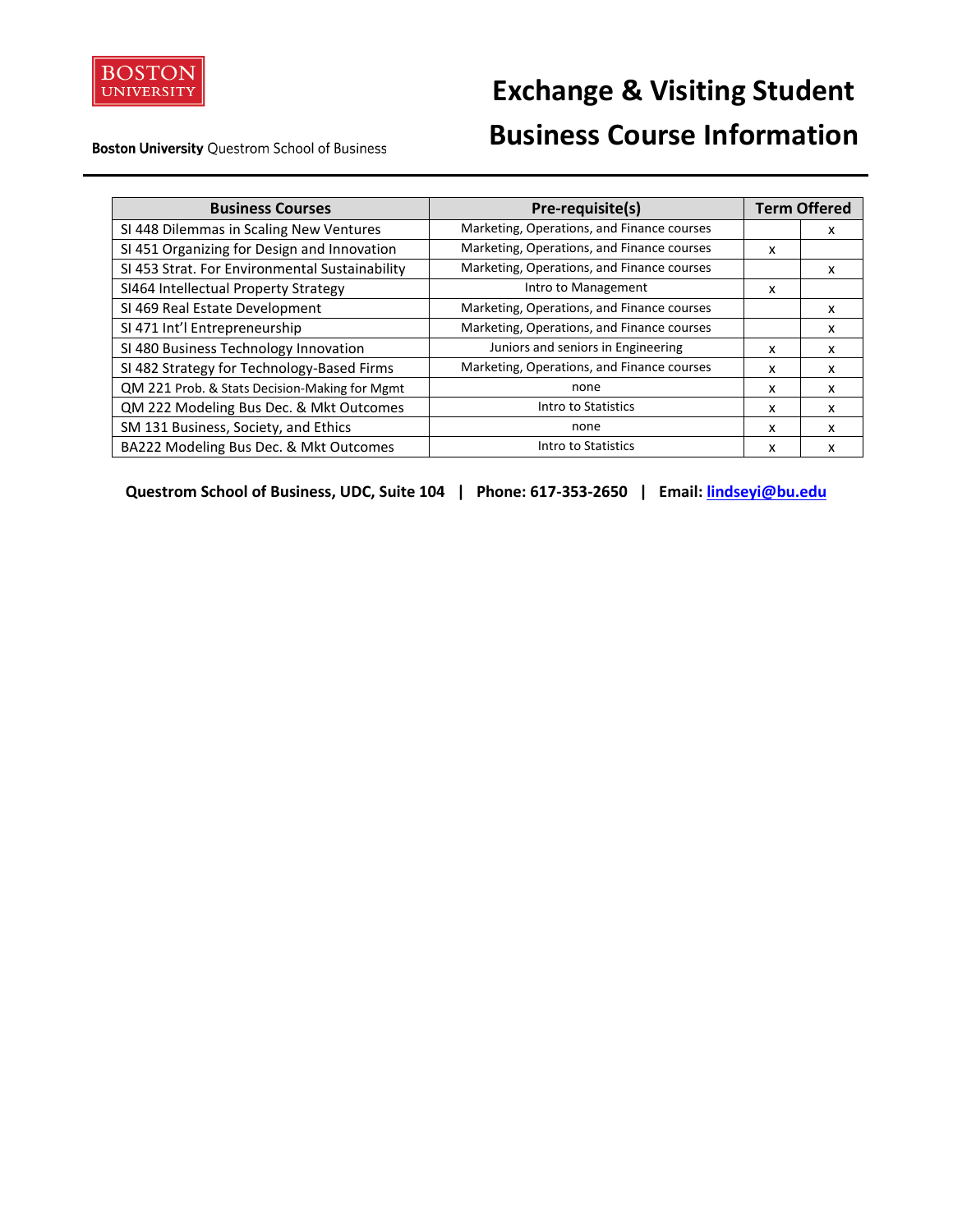Boston University Questrom School of Business

# Exchange & Visiting Student Business Course Information

| Business Courses | Pre-requisite(s) | Term Offered | |
|---|---|---|---|
| SI 448 Dilemmas in Scaling New Ventures | Marketing, Operations, and Finance courses | | x |
| SI 451 Organizing for Design and Innovation | Marketing, Operations, and Finance courses | x | |
| SI 453 Strat. For Environmental Sustainability | Marketing, Operations, and Finance courses | | x |
| SI464 Intellectual Property Strategy | Intro to Management | x | |
| SI 469 Real Estate Development | Marketing, Operations, and Finance courses | | x |
| SI 471 Int'l Entrepreneurship | Marketing, Operations, and Finance courses | | x |
| SI 480 Business Technology Innovation | Juniors and seniors in Engineering | x | x |
| SI 482 Strategy for Technology-Based Firms | Marketing, Operations, and Finance courses | x | x |
| QM 221 Prob. & Stats Decision-Making for Mgmt | none | x | x |
| QM 222 Modeling Bus Dec. & Mkt Outcomes | Intro to Statistics | x | x |
| SM 131 Business, Society, and Ethics | none | x | x |
| BA222 Modeling Bus Dec. & Mkt Outcomes | Intro to Statistics | x | x |

**Questrom School of Business, UDC, Suite 104 | Phone: 617-353-2650 | Email: lindseyi@bu.edu**